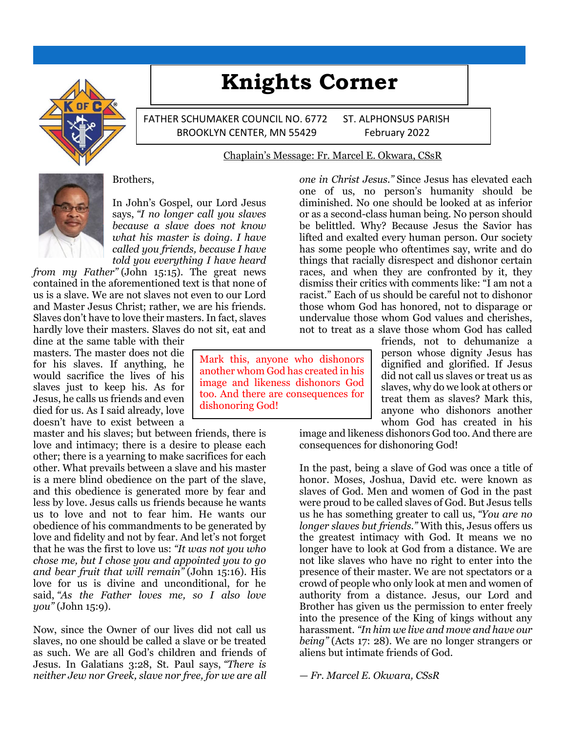# Knights Corner

FATHER SCHUMAKER COUNCIL NO. 6772 — ST. ALPHONSUS PARISH
BROOKLYN CENTER, MN 55429 — February 2022

## Chaplain's Message: Fr. Marcel E. Okwara, CSsR

Brothers,

In John's Gospel, our Lord Jesus says, *"I no longer call you slaves because a slave does not know what his master is doing. I have called you friends, because I have told you everything I have heard from my Father"* (John 15:15). The great news contained in the aforementioned text is that none of us is a slave. We are not slaves not even to our Lord and Master Jesus Christ; rather, we are his friends. Slaves don't have to love their masters. In fact, slaves hardly love their masters. Slaves do not sit, eat and dine at the same table with their masters. The master does not die for his slaves. If anything, he would sacrifice the lives of his slaves just to keep his. As for Jesus, he calls us friends and even died for us. As I said already, love doesn't have to exist between a master and his slaves; but between friends, there is love and intimacy; there is a desire to please each other; there is a yearning to make sacrifices for each other. What prevails between a slave and his master is a mere blind obedience on the part of the slave, and this obedience is generated more by fear and less by love. Jesus calls us friends because he wants us to love and not to fear him. He wants our obedience of his commandments to be generated by love and fidelity and not by fear. And let's not forget that he was the first to love us: *"It was not you who chose me, but I chose you and appointed you to go and bear fruit that will remain"* (John 15:16). His love for us is divine and unconditional, for he said, *"As the Father loves me, so I also love you"* (John 15:9).

Now, since the Owner of our lives did not call us slaves, no one should be called a slave or be treated as such. We are all God's children and friends of Jesus. In Galatians 3:28, St. Paul says, *"There is neither Jew nor Greek, slave nor free, for we are all one in Christ Jesus."* Since Jesus has elevated each one of us, no person's humanity should be diminished. No one should be looked at as inferior or as a second-class human being. No person should be belittled. Why? Because Jesus the Savior has lifted and exalted every human person. Our society has some people who oftentimes say, write and do things that racially disrespect and dishonor certain races, and when they are confronted by it, they dismiss their critics with comments like: "I am not a racist." Each of us should be careful not to dishonor those whom God has honored, not to disparage or undervalue those whom God values and cherishes, not to treat as a slave those whom God has called friends, not to dehumanize a person whose dignity Jesus has dignified and glorified. If Jesus did not call us slaves or treat us as slaves, why do we look at others or treat them as slaves? Mark this, anyone who dishonors another whom God has created in his image and likeness dishonors God too. And there are consequences for dishonoring God!

> Mark this, anyone who dishonors another whom God has created in his image and likeness dishonors God too. And there are consequences for dishonoring God!

In the past, being a slave of God was once a title of honor. Moses, Joshua, David etc. were known as slaves of God. Men and women of God in the past were proud to be called slaves of God. But Jesus tells us he has something greater to call us, *"You are no longer slaves but friends."* With this, Jesus offers us the greatest intimacy with God. It means we no longer have to look at God from a distance. We are not like slaves who have no right to enter into the presence of their master. We are not spectators or a crowd of people who only look at men and women of authority from a distance. Jesus, our Lord and Brother has given us the permission to enter freely into the presence of the King of kings without any harassment. *"In him we live and move and have our being"* (Acts 17: 28). We are no longer strangers or aliens but intimate friends of God.

*— Fr. Marcel E. Okwara, CSsR*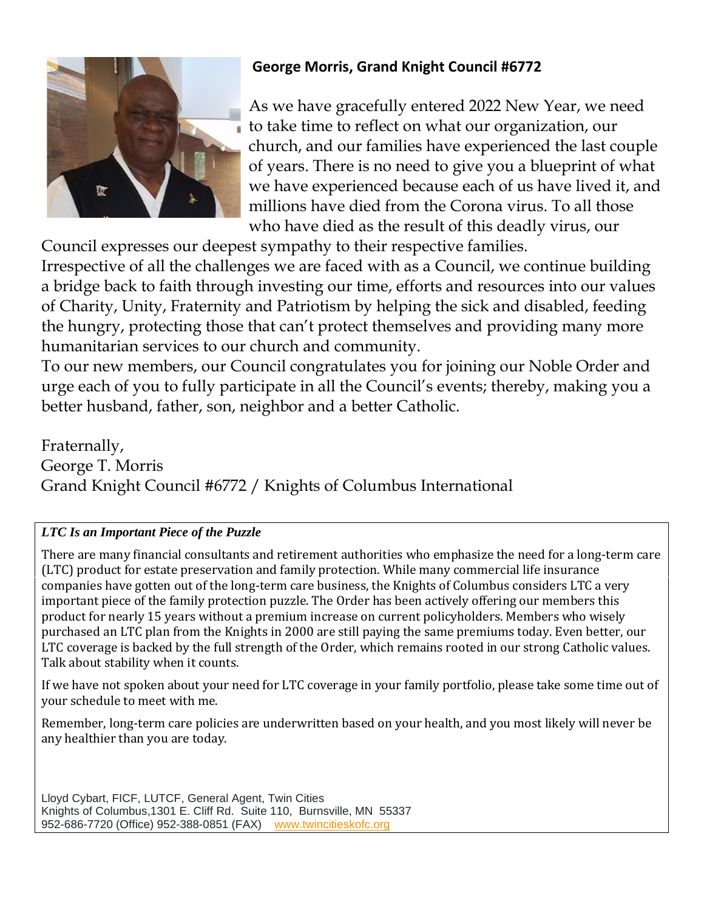## George Morris, Grand Knight Council #6772

As we have gracefully entered 2022 New Year, we need to take time to reflect on what our organization, our church, and our families have experienced the last couple of years. There is no need to give you a blueprint of what we have experienced because each of us have lived it, and millions have died from the Corona virus. To all those who have died as the result of this deadly virus, our Council expresses our deepest sympathy to their respective families.
Irrespective of all the challenges we are faced with as a Council, we continue building a bridge back to faith through investing our time, efforts and resources into our values of Charity, Unity, Fraternity and Patriotism by helping the sick and disabled, feeding the hungry, protecting those that can't protect themselves and providing many more humanitarian services to our church and community.
To our new members, our Council congratulates you for joining our Noble Order and urge each of you to fully participate in all the Council's events; thereby, making you a better husband, father, son, neighbor and a better Catholic.

Fraternally,
George T. Morris
Grand Knight Council #6772 / Knights of Columbus International

***LTC Is an Important Piece of the Puzzle***

There are many financial consultants and retirement authorities who emphasize the need for a long-term care (LTC) product for estate preservation and family protection. While many commercial life insurance companies have gotten out of the long-term care business, the Knights of Columbus considers LTC a very important piece of the family protection puzzle. The Order has been actively offering our members this product for nearly 15 years without a premium increase on current policyholders. Members who wisely purchased an LTC plan from the Knights in 2000 are still paying the same premiums today. Even better, our LTC coverage is backed by the full strength of the Order, which remains rooted in our strong Catholic values. Talk about stability when it counts.

If we have not spoken about your need for LTC coverage in your family portfolio, please take some time out of your schedule to meet with me.

Remember, long-term care policies are underwritten based on your health, and you most likely will never be any healthier than you are today.

Lloyd Cybart, FICF, LUTCF, General Agent, Twin Cities
Knights of Columbus,1301 E. Cliff Rd. Suite 110, Burnsville, MN 55337
952-686-7720 (Office) 952-388-0851 (FAX) www.twincitieskofc.org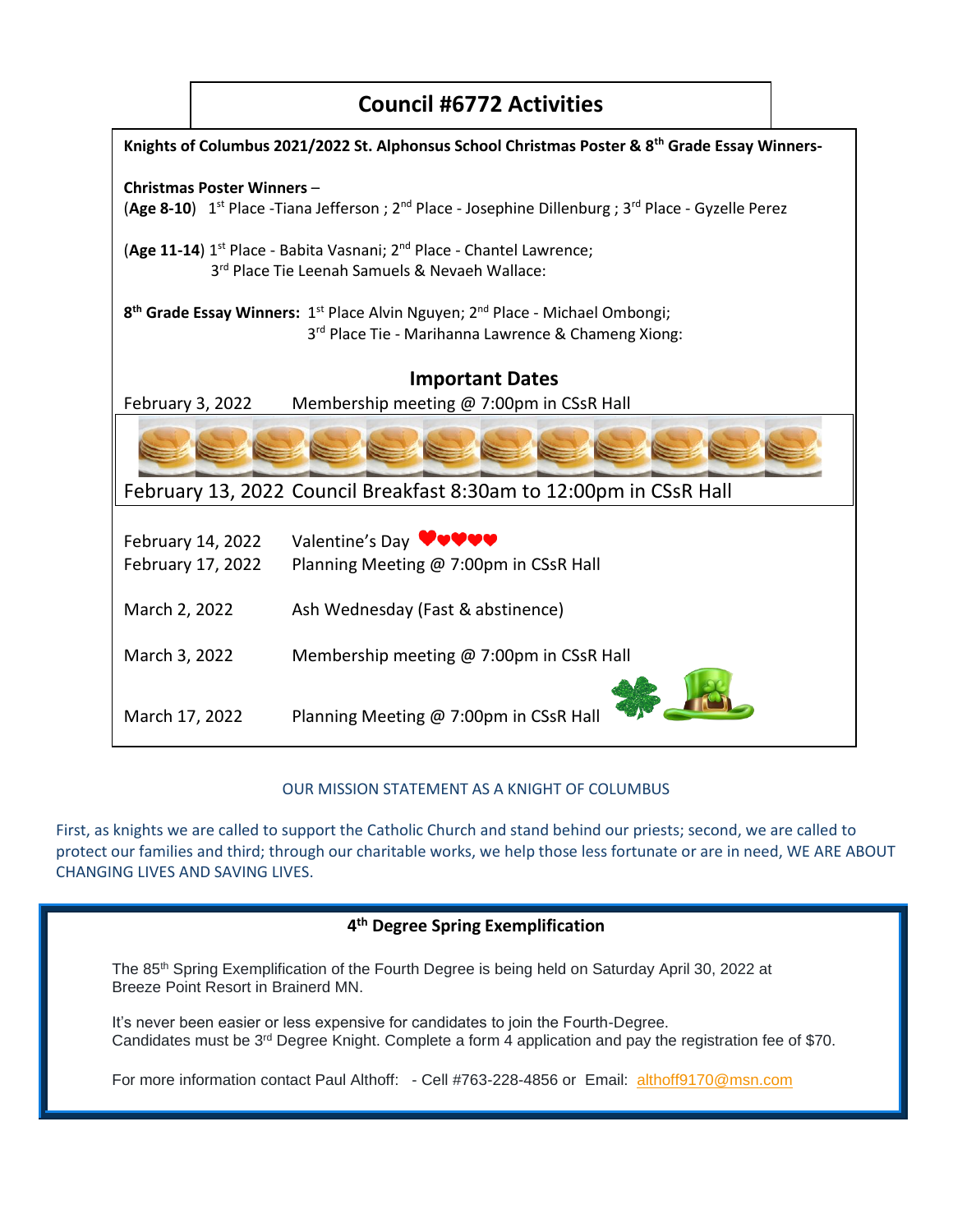# Council #6772 Activities

**Knights of Columbus 2021/2022 St. Alphonsus School Christmas Poster & 8th Grade Essay Winners-**

**Christmas Poster Winners** –
(**Age 8-10**) 1st Place -Tiana Jefferson ; 2nd Place - Josephine Dillenburg ; 3rd Place - Gyzelle Perez

(**Age 11-14**) 1st Place - Babita Vasnani; 2nd Place - Chantel Lawrence;
3rd Place Tie Leenah Samuels & Nevaeh Wallace:

**8th Grade Essay Winners:** 1st Place Alvin Nguyen; 2nd Place - Michael Ombongi;
3rd Place Tie - Marihanna Lawrence & Chameng Xiong:

## Important Dates

| | |
|---|---|
| February 3, 2022 | Membership meeting @ 7:00pm in CSsR Hall |
| February 13, 2022 | Council Breakfast 8:30am to 12:00pm in CSsR Hall |
| February 14, 2022 | Valentine's Day |
| February 17, 2022 | Planning Meeting @ 7:00pm in CSsR Hall |
| March 2, 2022 | Ash Wednesday (Fast & abstinence) |
| March 3, 2022 | Membership meeting @ 7:00pm in CSsR Hall |
| March 17, 2022 | Planning Meeting @ 7:00pm in CSsR Hall |

OUR MISSION STATEMENT AS A KNIGHT OF COLUMBUS

First, as knights we are called to support the Catholic Church and stand behind our priests; second, we are called to protect our families and third; through our charitable works, we help those less fortunate or are in need, WE ARE ABOUT CHANGING LIVES AND SAVING LIVES.

### 4th Degree Spring Exemplification

The 85th Spring Exemplification of the Fourth Degree is being held on Saturday April 30, 2022 at Breeze Point Resort in Brainerd MN.

It's never been easier or less expensive for candidates to join the Fourth-Degree.
Candidates must be 3rd Degree Knight. Complete a form 4 application and pay the registration fee of $70.

For more information contact Paul Althoff: - Cell #763-228-4856 or Email: althoff9170@msn.com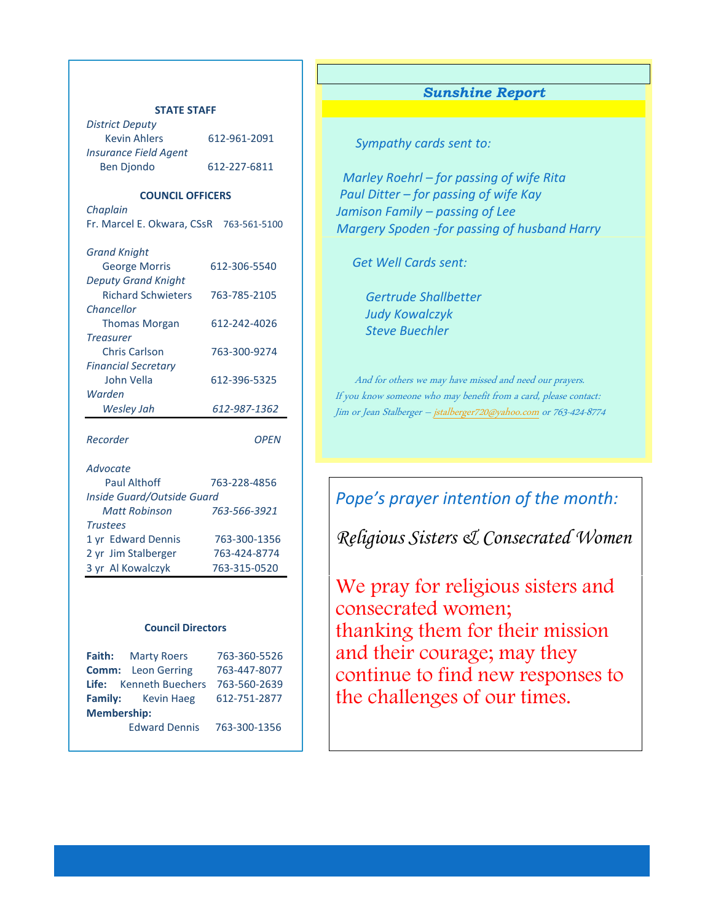**STATE STAFF**

*District Deputy*
Kevin Ahlers 612-961-2091
*Insurance Field Agent*
Ben Djondo 612-227-6811

**COUNCIL OFFICERS**

*Chaplain*
Fr. Marcel E. Okwara, CSsR 763-561-5100

*Grand Knight*
George Morris 612-306-5540
*Deputy Grand Knight*
Richard Schwieters 763-785-2105
*Chancellor*
Thomas Morgan 612-242-4026
*Treasurer*
Chris Carlson 763-300-9274
*Financial Secretary*
John Vella 612-396-5325
*Warden*
*Wesley Jah 612-987-1362*

*Recorder* *OPEN*

*Advocate*
Paul Althoff 763-228-4856
*Inside Guard/Outside Guard*
*Matt Robinson 763-566-3921*
*Trustees*
1 yr Edward Dennis 763-300-1356
2 yr Jim Stalberger 763-424-8774
3 yr Al Kowalczyk 763-315-0520

**Council Directors**

**Faith:** Marty Roers 763-360-5526
**Comm:** Leon Gerring 763-447-8077
**Life:** Kenneth Buechers 763-560-2639
**Family:** Kevin Haeg 612-751-2877
**Membership:**
Edward Dennis 763-300-1356

## *Sunshine Report*

*Sympathy cards sent to:*

*Marley Roehrl – for passing of wife Rita*
*Paul Ditter – for passing of wife Kay*
*Jamison Family – passing of Lee*
*Margery Spoden -for passing of husband Harry*

*Get Well Cards sent:*

*Gertrude Shallbetter*
*Judy Kowalczyk*
*Steve Buechler*

*And for others we may have missed and need our prayers.*
*If you know someone who may benefit from a card, please contact:*
*Jim or Jean Stalberger – jstalberger720@yahoo.com or 763-424-8774*

*Pope's prayer intention of the month:*

*Religious Sisters & Consecrated Women*

We pray for religious sisters and consecrated women; thanking them for their mission and their courage; may they continue to find new responses to the challenges of our times.